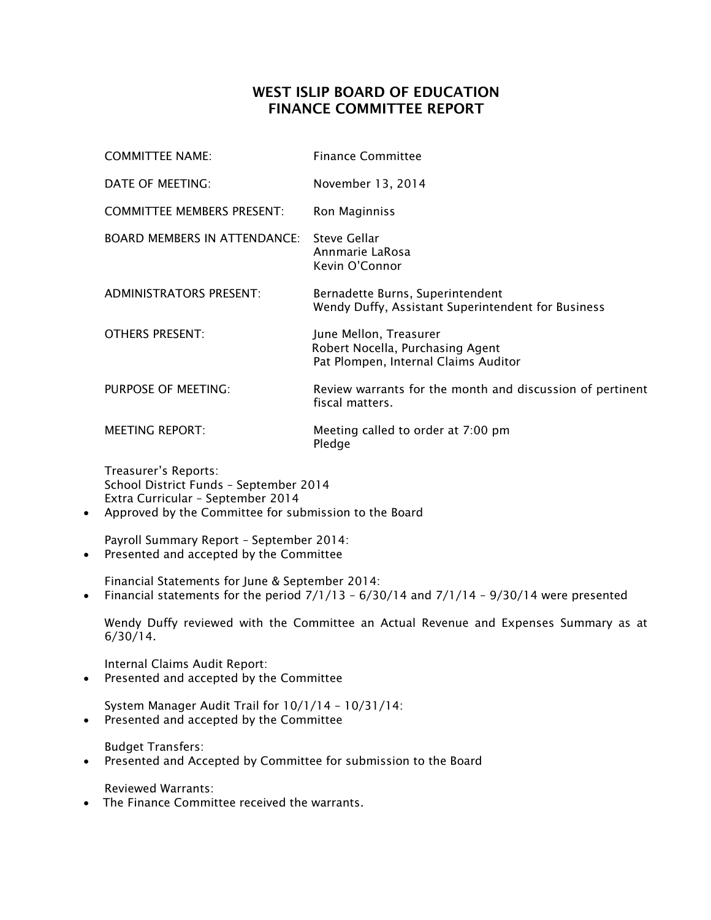# WEST ISLIP BOARD OF EDUCATION
# FINANCE COMMITTEE REPORT

| | |
|---|---|
| COMMITTEE NAME: | Finance Committee |
| DATE OF MEETING: | November 13, 2014 |
| COMMITTEE MEMBERS PRESENT: | Ron Maginniss |
| BOARD MEMBERS IN ATTENDANCE: | Steve Gellar<br>Annmarie LaRosa<br>Kevin O'Connor |
| ADMINISTRATORS PRESENT: | Bernadette Burns, Superintendent<br>Wendy Duffy, Assistant Superintendent for Business |
| OTHERS PRESENT: | June Mellon, Treasurer<br>Robert Nocella, Purchasing Agent<br>Pat Plompen, Internal Claims Auditor |
| PURPOSE OF MEETING: | Review warrants for the month and discussion of pertinent fiscal matters. |
| MEETING REPORT: | Meeting called to order at 7:00 pm<br>Pledge |

Treasurer's Reports:
School District Funds – September 2014
Extra Curricular – September 2014

- Approved by the Committee for submission to the Board

Payroll Summary Report – September 2014:

- Presented and accepted by the Committee

Financial Statements for June & September 2014:

- Financial statements for the period 7/1/13 – 6/30/14 and 7/1/14 – 9/30/14 were presented

Wendy Duffy reviewed with the Committee an Actual Revenue and Expenses Summary as at 6/30/14.

Internal Claims Audit Report:

- Presented and accepted by the Committee

System Manager Audit Trail for 10/1/14 – 10/31/14:

- Presented and accepted by the Committee

Budget Transfers:

- Presented and Accepted by Committee for submission to the Board

Reviewed Warrants:

- The Finance Committee received the warrants.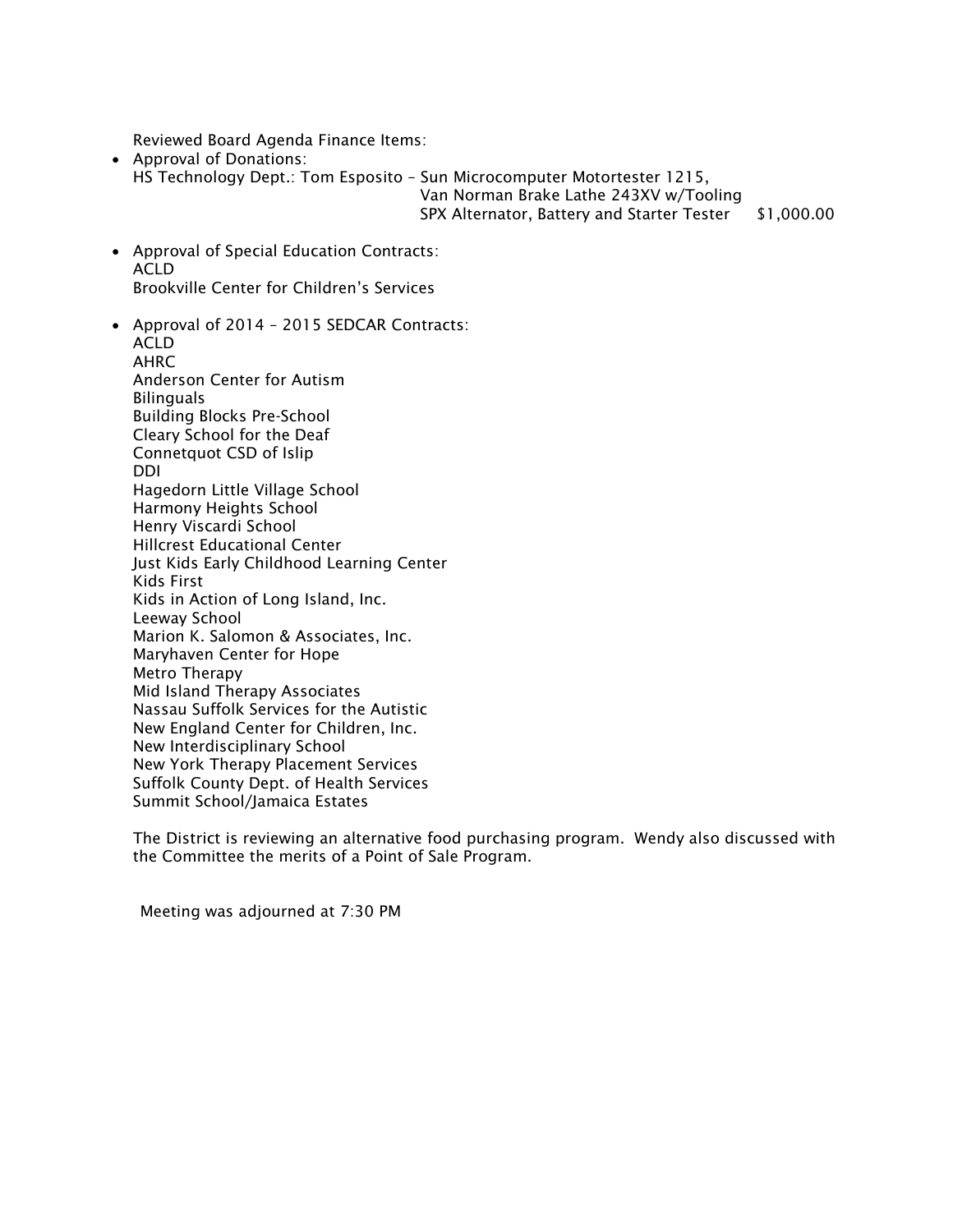Reviewed Board Agenda Finance Items:

- Approval of Donations:
  HS Technology Dept.: Tom Esposito – Sun Microcomputer Motortester 1215,
  Van Norman Brake Lathe 243XV w/Tooling
  SPX Alternator, Battery and Starter Tester $1,000.00

- Approval of Special Education Contracts:
  ACLD
  Brookville Center for Children's Services

- Approval of 2014 – 2015 SEDCAR Contracts:
  ACLD
  AHRC
  Anderson Center for Autism
  Bilinguals
  Building Blocks Pre-School
  Cleary School for the Deaf
  Connetquot CSD of Islip
  DDI
  Hagedorn Little Village School
  Harmony Heights School
  Henry Viscardi School
  Hillcrest Educational Center
  Just Kids Early Childhood Learning Center
  Kids First
  Kids in Action of Long Island, Inc.
  Leeway School
  Marion K. Salomon & Associates, Inc.
  Maryhaven Center for Hope
  Metro Therapy
  Mid Island Therapy Associates
  Nassau Suffolk Services for the Autistic
  New England Center for Children, Inc.
  New Interdisciplinary School
  New York Therapy Placement Services
  Suffolk County Dept. of Health Services
  Summit School/Jamaica Estates

  The District is reviewing an alternative food purchasing program. Wendy also discussed with the Committee the merits of a Point of Sale Program.

Meeting was adjourned at 7:30 PM